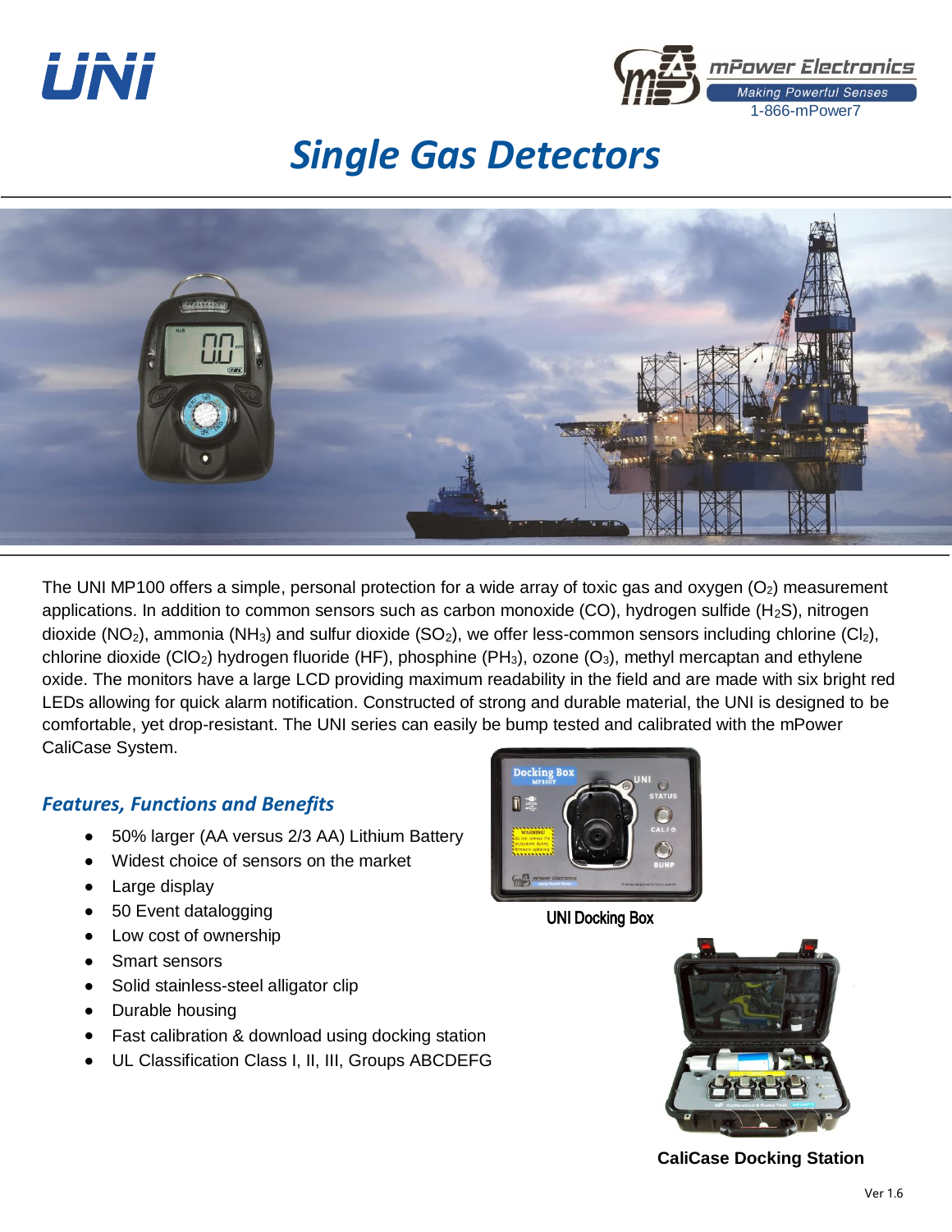# Single Gas Detectors

The UNI MP100 offers a simple, personal protection for a wide array of toxic gas and oxygen ($O_2$) measurement applications. In addition to common sensors such as carbon monoxide (CO), hydrogen sulfide ($H_2S$), nitrogen dioxide ($NO_2$), ammonia ($NH_3$) and sulfur dioxide ($SO_2$), we offer less-common sensors including chlorine ($Cl_2$), chlorine dioxide ($ClO_2$) hydrogen fluoride (HF), phosphine ($PH_3$), ozone ($O_3$), methyl mercaptan and ethylene oxide. The monitors have a large LCD providing maximum readability in the field and are made with six bright red LEDs allowing for quick alarm notification. Constructed of strong and durable material, the UNI is designed to be comfortable, yet drop-resistant. The UNI series can easily be bump tested and calibrated with the mPower CaliCase System.

## *Features, Functions and Benefits*

- 50% larger (AA versus 2/3 AA) Lithium Battery
- Widest choice of sensors on the market
- Large display
- 50 Event datalogging
- Low cost of ownership
- Smart sensors
- Solid stainless-steel alligator clip
- Durable housing
- Fast calibration & download using docking station
- UL Classification Class I, II, III, Groups ABCDEFG

**UNI Docking Box**

**CaliCase Docking Station**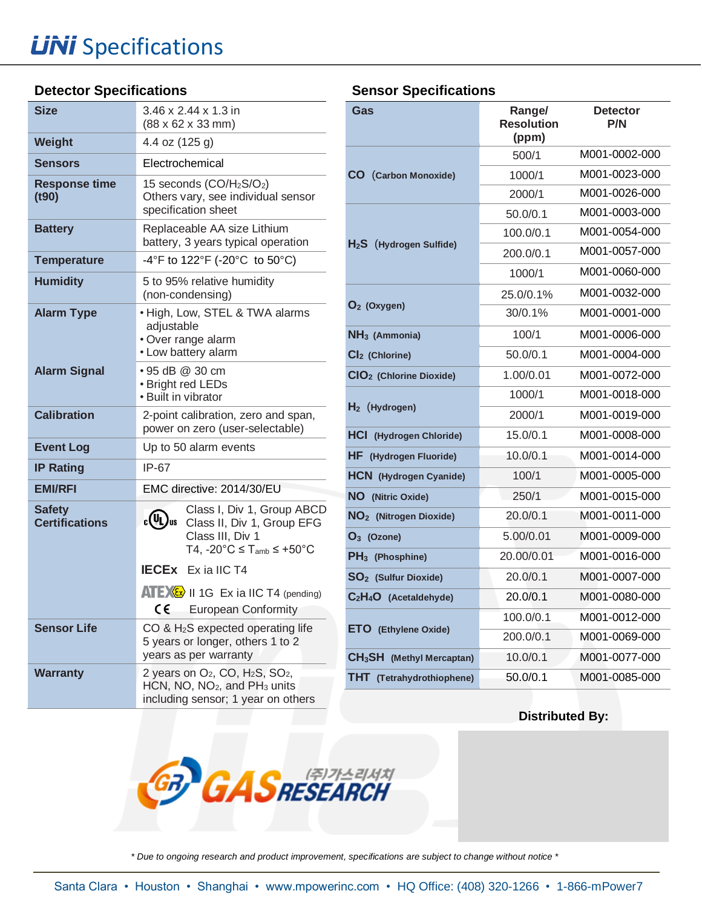# UNi Specifications

## Detector Specifications

| | |
|---|---|
| **Size** | 3.46 x 2.44 x 1.3 in (88 x 62 x 33 mm) |
| **Weight** | 4.4 oz (125 g) |
| **Sensors** | Electrochemical |
| **Response time (t90)** | 15 seconds ($CO/H_2S/O_2$) Others vary, see individual sensor specification sheet |
| **Battery** | Replaceable AA size Lithium battery, 3 years typical operation |
| **Temperature** | -4°F to 122°F (-20°C to 50°C) |
| **Humidity** | 5 to 95% relative humidity (non-condensing) |
| **Alarm Type** | • High, Low, STEL & TWA alarms adjustable<br>• Over range alarm<br>• Low battery alarm |
| **Alarm Signal** | • 95 dB @ 30 cm<br>• Bright red LEDs<br>• Built in vibrator |
| **Calibration** | 2-point calibration, zero and span, power on zero (user-selectable) |
| **Event Log** | Up to 50 alarm events |
| **IP Rating** | IP-67 |
| **EMI/RFI** | EMC directive: 2014/30/EU |
| **Safety Certifications** | cULus Class I, Div 1, Group ABCD<br>Class II, Div 1, Group EFG<br>Class III, Div 1<br>T4, -20°C ≤ $T_{amb}$ ≤ +50°C<br>**IECEx** Ex ia IIC T4<br>ATEX II 1G Ex ia IIC T4 (pending)<br>CE European Conformity |
| **Sensor Life** | CO & $H_2S$ expected operating life 5 years or longer, others 1 to 2 years as per warranty |
| **Warranty** | 2 years on $O_2$, CO, $H_2S$, $SO_2$, HCN, NO, $NO_2$, and $PH_3$ units including sensor; 1 year on others |

## Sensor Specifications

| Gas | Range/ Resolution (ppm) | Detector P/N |
|---|---|---|
| **CO** (Carbon Monoxide) | 500/1 | M001-0002-000 |
| | 1000/1 | M001-0023-000 |
| | 2000/1 | M001-0026-000 |
| **$H_2S$** (Hydrogen Sulfide) | 50.0/0.1 | M001-0003-000 |
| | 100.0/0.1 | M001-0054-000 |
| | 200.0/0.1 | M001-0057-000 |
| | 1000/1 | M001-0060-000 |
| **$O_2$** (Oxygen) | 25.0/0.1% | M001-0032-000 |
| | 30/0.1% | M001-0001-000 |
| **$NH_3$** (Ammonia) | 100/1 | M001-0006-000 |
| **$Cl_2$** (Chlorine) | 50.0/0.1 | M001-0004-000 |
| **$ClO_2$** (Chlorine Dioxide) | 1.00/0.01 | M001-0072-000 |
| **$H_2$** (Hydrogen) | 1000/1 | M001-0018-000 |
| | 2000/1 | M001-0019-000 |
| **HCl** (Hydrogen Chloride) | 15.0/0.1 | M001-0008-000 |
| **HF** (Hydrogen Fluoride) | 10.0/0.1 | M001-0014-000 |
| **HCN** (Hydrogen Cyanide) | 100/1 | M001-0005-000 |
| **NO** (Nitric Oxide) | 250/1 | M001-0015-000 |
| **$NO_2$** (Nitrogen Dioxide) | 20.0/0.1 | M001-0011-000 |
| **$O_3$** (Ozone) | 5.00/0.01 | M001-0009-000 |
| **$PH_3$** (Phosphine) | 20.00/0.01 | M001-0016-000 |
| **$SO_2$** (Sulfur Dioxide) | 20.0/0.1 | M001-0007-000 |
| **$C_2H_4O$** (Acetaldehyde) | 20.0/0.1 | M001-0080-000 |
| **ETO** (Ethylene Oxide) | 100.0/0.1 | M001-0012-000 |
| | 200.0/0.1 | M001-0069-000 |
| **$CH_3SH$** (Methyl Mercaptan) | 10.0/0.1 | M001-0077-000 |
| **THT** (Tetrahydrothiophene) | 50.0/0.1 | M001-0085-000 |

**Distributed By:**

(주)가스리서치 GAS RESEARCH

*\* Due to ongoing research and product improvement, specifications are subject to change without notice \**

Santa Clara • Houston • Shanghai • www.mpowerinc.com • HQ Office: (408) 320-1266 • 1-866-mPower7